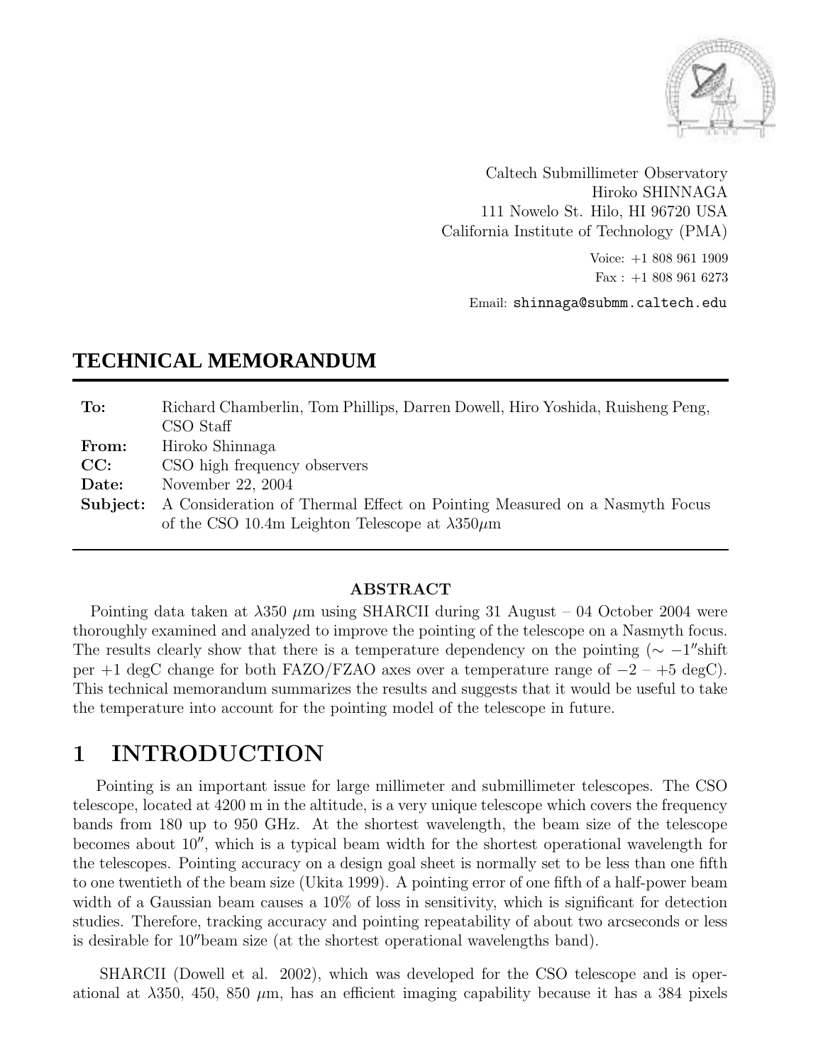Caltech Submillimeter Observatory
Hiroko SHINNAGA
111 Nowelo St. Hilo, HI 96720 USA
California Institute of Technology (PMA)

Voice: +1 808 961 1909
Fax : +1 808 961 6273

Email: shinnaga@submm.caltech.edu

# TECHNICAL MEMORANDUM

| | |
|---|---|
| **To:** | Richard Chamberlin, Tom Phillips, Darren Dowell, Hiro Yoshida, Ruisheng Peng, CSO Staff |
| **From:** | Hiroko Shinnaga |
| **CC:** | CSO high frequency observers |
| **Date:** | November 22, 2004 |
| **Subject:** | A Consideration of Thermal Effect on Pointing Measured on a Nasmyth Focus of the CSO 10.4m Leighton Telescope at $\lambda 350 \mu$m |

### ABSTRACT

Pointing data taken at $\lambda 350$ $\mu$m using SHARCII during 31 August – 04 October 2004 were thoroughly examined and analyzed to improve the pointing of the telescope on a Nasmyth focus. The results clearly show that there is a temperature dependency on the pointing ($\sim -1''$shift per +1 degC change for both FAZO/FZAO axes over a temperature range of $-2$ – $+5$ degC). This technical memorandum summarizes the results and suggests that it would be useful to take the temperature into account for the pointing model of the telescope in future.

## 1 INTRODUCTION

Pointing is an important issue for large millimeter and submillimeter telescopes. The CSO telescope, located at 4200 m in the altitude, is a very unique telescope which covers the frequency bands from 180 up to 950 GHz. At the shortest wavelength, the beam size of the telescope becomes about $10''$, which is a typical beam width for the shortest operational wavelength for the telescopes. Pointing accuracy on a design goal sheet is normally set to be less than one fifth to one twentieth of the beam size (Ukita 1999). A pointing error of one fifth of a half-power beam width of a Gaussian beam causes a 10% of loss in sensitivity, which is significant for detection studies. Therefore, tracking accuracy and pointing repeatability of about two arcseconds or less is desirable for $10''$beam size (at the shortest operational wavelengths band).

SHARCII (Dowell et al. 2002), which was developed for the CSO telescope and is operational at $\lambda 350$, 450, 850 $\mu$m, has an efficient imaging capability because it has a 384 pixels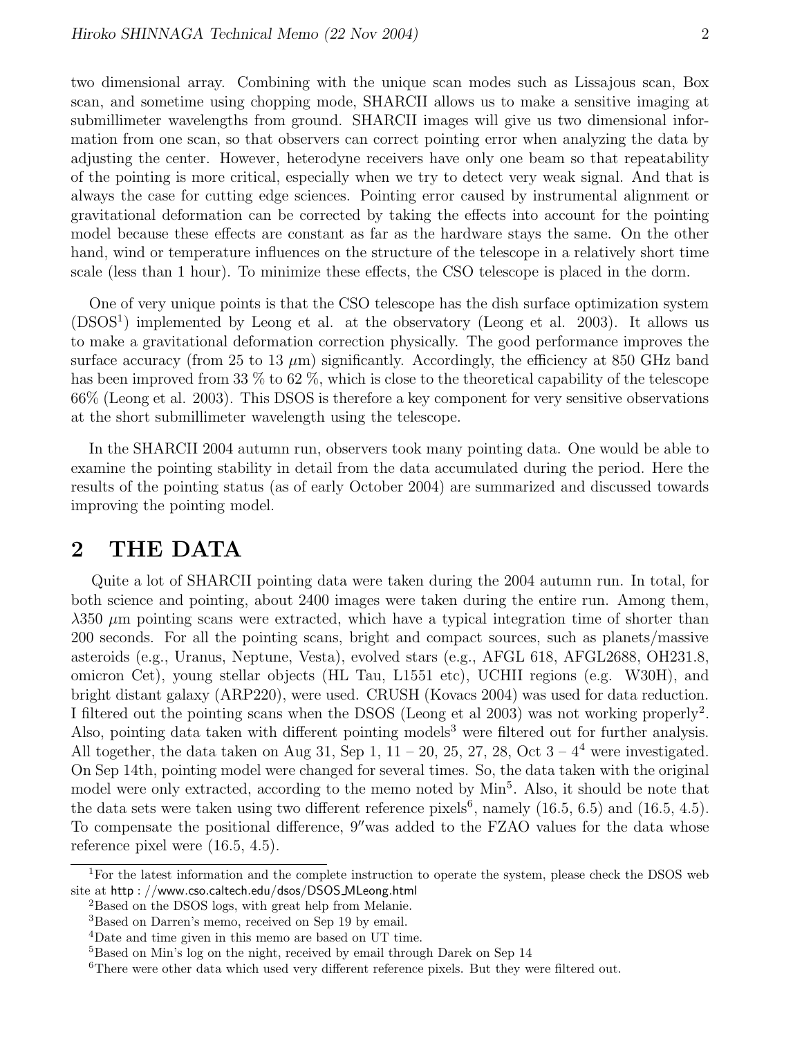two dimensional array. Combining with the unique scan modes such as Lissajous scan, Box scan, and sometime using chopping mode, SHARCII allows us to make a sensitive imaging at submillimeter wavelengths from ground. SHARCII images will give us two dimensional information from one scan, so that observers can correct pointing error when analyzing the data by adjusting the center. However, heterodyne receivers have only one beam so that repeatability of the pointing is more critical, especially when we try to detect very weak signal. And that is always the case for cutting edge sciences. Pointing error caused by instrumental alignment or gravitational deformation can be corrected by taking the effects into account for the pointing model because these effects are constant as far as the hardware stays the same. On the other hand, wind or temperature influences on the structure of the telescope in a relatively short time scale (less than 1 hour). To minimize these effects, the CSO telescope is placed in the dorm.

One of very unique points is that the CSO telescope has the dish surface optimization system (DSOS[1]) implemented by Leong et al. at the observatory (Leong et al. 2003). It allows us to make a gravitational deformation correction physically. The good performance improves the surface accuracy (from 25 to 13 $\mu$m) significantly. Accordingly, the efficiency at 850 GHz band has been improved from 33 % to 62 %, which is close to the theoretical capability of the telescope 66% (Leong et al. 2003). This DSOS is therefore a key component for very sensitive observations at the short submillimeter wavelength using the telescope.

In the SHARCII 2004 autumn run, observers took many pointing data. One would be able to examine the pointing stability in detail from the data accumulated during the period. Here the results of the pointing status (as of early October 2004) are summarized and discussed towards improving the pointing model.

## 2 THE DATA

Quite a lot of SHARCII pointing data were taken during the 2004 autumn run. In total, for both science and pointing, about 2400 images were taken during the entire run. Among them, $\lambda$350 $\mu$m pointing scans were extracted, which have a typical integration time of shorter than 200 seconds. For all the pointing scans, bright and compact sources, such as planets/massive asteroids (e.g., Uranus, Neptune, Vesta), evolved stars (e.g., AFGL 618, AFGL2688, OH231.8, omicron Cet), young stellar objects (HL Tau, L1551 etc), UCHII regions (e.g. W30H), and bright distant galaxy (ARP220), were used. CRUSH (Kovacs 2004) was used for data reduction. I filtered out the pointing scans when the DSOS (Leong et al 2003) was not working properly[2]. Also, pointing data taken with different pointing models[3] were filtered out for further analysis. All together, the data taken on Aug 31, Sep 1, 11 – 20, 25, 27, 28, Oct 3 – 4[4] were investigated. On Sep 14th, pointing model were changed for several times. So, the data taken with the original model were only extracted, according to the memo noted by Min[5]. Also, it should be note that the data sets were taken using two different reference pixels[6], namely (16.5, 6.5) and (16.5, 4.5). To compensate the positional difference, 9″was added to the FZAO values for the data whose reference pixel were (16.5, 4.5).

[1]For the latest information and the complete instruction to operate the system, please check the DSOS web site at http : //www.cso.caltech.edu/dsos/DSOS_MLeong.html

[2]Based on the DSOS logs, with great help from Melanie.

[3]Based on Darren's memo, received on Sep 19 by email.

[4]Date and time given in this memo are based on UT time.

[5]Based on Min's log on the night, received by email through Darek on Sep 14

[6]There were other data which used very different reference pixels. But they were filtered out.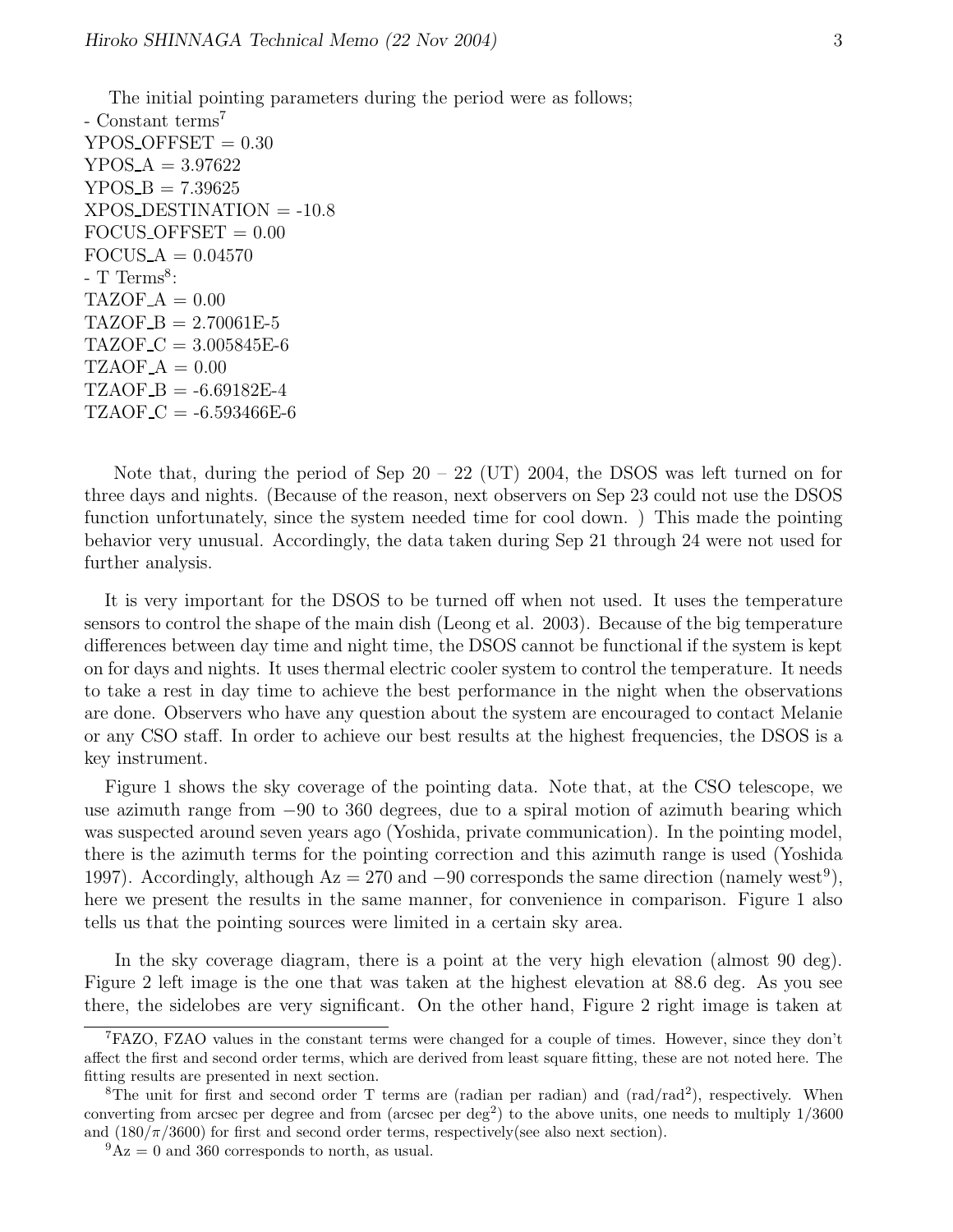The initial pointing parameters during the period were as follows;

- Constant terms[7]

YPOS_OFFSET = 0.30
YPOS_A = 3.97622
YPOS_B = 7.39625
XPOS_DESTINATION = -10.8
FOCUS_OFFSET = 0.00
FOCUS_A = 0.04570

- T Terms[8]:

TAZOF_A = 0.00
TAZOF_B = 2.70061E-5
TAZOF_C = 3.005845E-6
TZAOF_A = 0.00
TZAOF_B = -6.69182E-4
TZAOF_C = -6.593466E-6

Note that, during the period of Sep 20 – 22 (UT) 2004, the DSOS was left turned on for three days and nights. (Because of the reason, next observers on Sep 23 could not use the DSOS function unfortunately, since the system needed time for cool down. ) This made the pointing behavior very unusual. Accordingly, the data taken during Sep 21 through 24 were not used for further analysis.

It is very important for the DSOS to be turned off when not used. It uses the temperature sensors to control the shape of the main dish (Leong et al. 2003). Because of the big temperature differences between day time and night time, the DSOS cannot be functional if the system is kept on for days and nights. It uses thermal electric cooler system to control the temperature. It needs to take a rest in day time to achieve the best performance in the night when the observations are done. Observers who have any question about the system are encouraged to contact Melanie or any CSO staff. In order to achieve our best results at the highest frequencies, the DSOS is a key instrument.

Figure 1 shows the sky coverage of the pointing data. Note that, at the CSO telescope, we use azimuth range from −90 to 360 degrees, due to a spiral motion of azimuth bearing which was suspected around seven years ago (Yoshida, private communication). In the pointing model, there is the azimuth terms for the pointing correction and this azimuth range is used (Yoshida 1997). Accordingly, although Az = 270 and −90 corresponds the same direction (namely west[9]), here we present the results in the same manner, for convenience in comparison. Figure 1 also tells us that the pointing sources were limited in a certain sky area.

In the sky coverage diagram, there is a point at the very high elevation (almost 90 deg). Figure 2 left image is the one that was taken at the highest elevation at 88.6 deg. As you see there, the sidelobes are very significant. On the other hand, Figure 2 right image is taken at

---

[7] FAZO, FZAO values in the constant terms were changed for a couple of times. However, since they don't affect the first and second order terms, which are derived from least square fitting, these are not noted here. The fitting results are presented in next section.

[8] The unit for first and second order T terms are (radian per radian) and (rad/rad$^2$), respectively. When converting from arcsec per degree and from (arcsec per deg$^2$) to the above units, one needs to multiply 1/3600 and $(180/\pi/3600)$ for first and second order terms, respectively(see also next section).

[9] Az = 0 and 360 corresponds to north, as usual.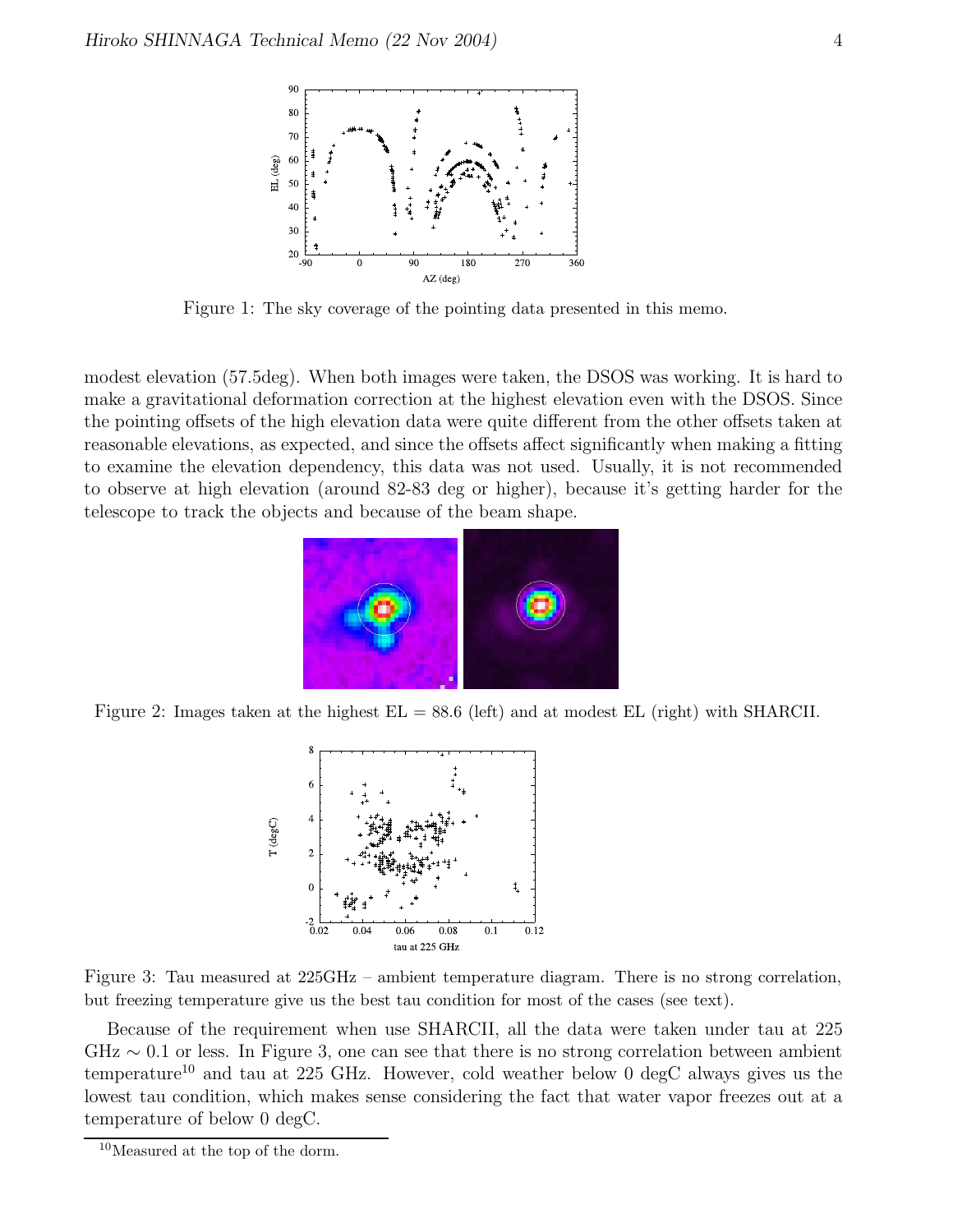Figure 1: The sky coverage of the pointing data presented in this memo.

modest elevation (57.5deg). When both images were taken, the DSOS was working. It is hard to make a gravitational deformation correction at the highest elevation even with the DSOS. Since the pointing offsets of the high elevation data were quite different from the other offsets taken at reasonable elevations, as expected, and since the offsets affect significantly when making a fitting to examine the elevation dependency, this data was not used. Usually, it is not recommended to observe at high elevation (around 82-83 deg or higher), because it's getting harder for the telescope to track the objects and because of the beam shape.

Figure 2: Images taken at the highest EL = 88.6 (left) and at modest EL (right) with SHARCII.

Figure 3: Tau measured at 225GHz – ambient temperature diagram. There is no strong correlation, but freezing temperature give us the best tau condition for most of the cases (see text).

Because of the requirement when use SHARCII, all the data were taken under tau at 225 GHz $\sim$ 0.1 or less. In Figure 3, one can see that there is no strong correlation between ambient temperature[10] and tau at 225 GHz. However, cold weather below 0 degC always gives us the lowest tau condition, which makes sense considering the fact that water vapor freezes out at a temperature of below 0 degC.

[10] Measured at the top of the dorm.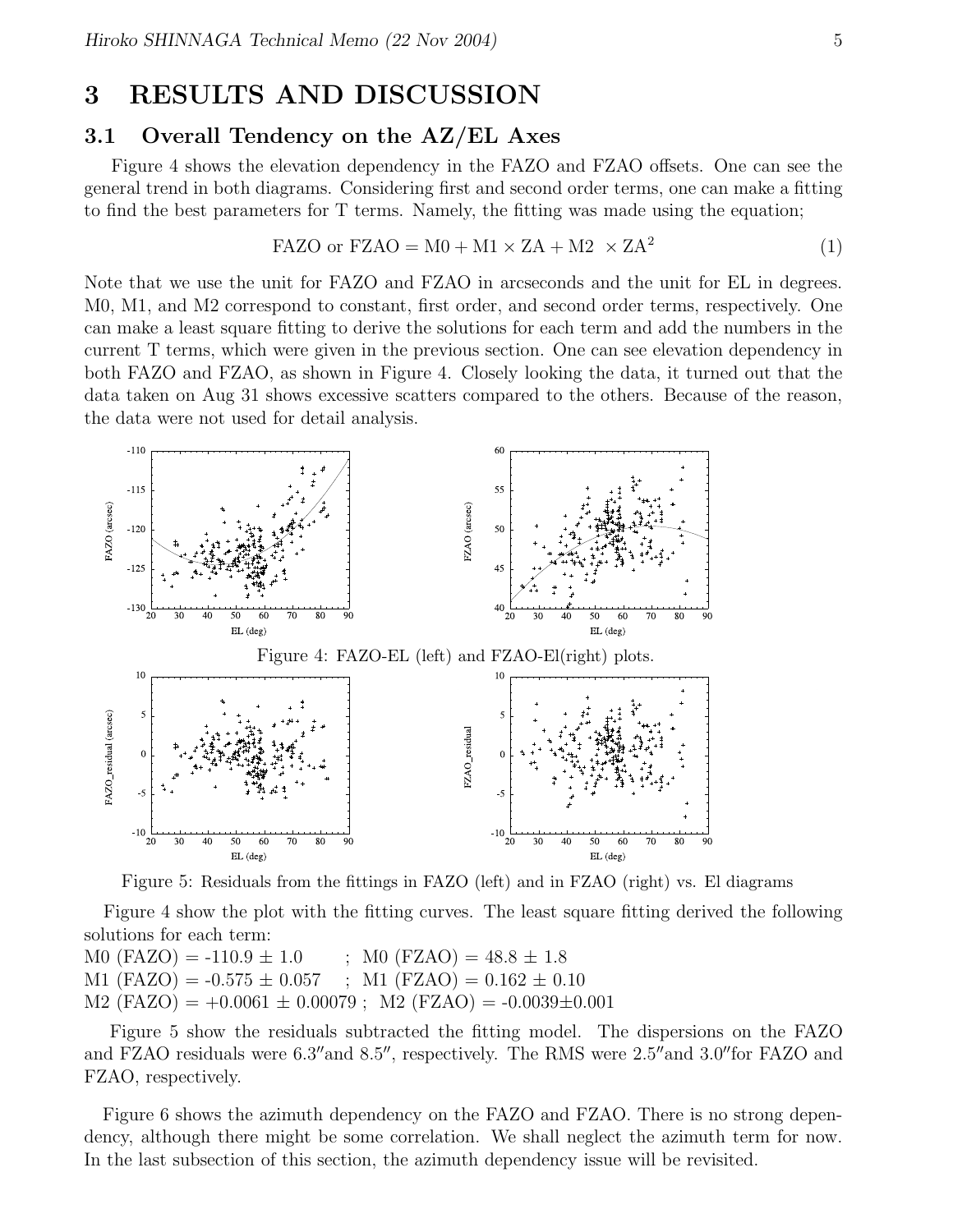# 3 RESULTS AND DISCUSSION

## 3.1 Overall Tendency on the AZ/EL Axes

Figure 4 shows the elevation dependency in the FAZO and FZAO offsets. One can see the general trend in both diagrams. Considering first and second order terms, one can make a fitting to find the best parameters for T terms. Namely, the fitting was made using the equation;

$$\text{FAZO or FZAO} = \text{M0} + \text{M1} \times \text{ZA} + \text{M2} \times \text{ZA}^2 \tag{1}$$

Note that we use the unit for FAZO and FZAO in arcseconds and the unit for EL in degrees. M0, M1, and M2 correspond to constant, first order, and second order terms, respectively. One can make a least square fitting to derive the solutions for each term and add the numbers in the current T terms, which were given in the previous section. One can see elevation dependency in both FAZO and FZAO, as shown in Figure 4. Closely looking the data, it turned out that the data taken on Aug 31 shows excessive scatters compared to the others. Because of the reason, the data were not used for detail analysis.

Figure 4: FAZO-EL (left) and FZAO-El(right) plots.

Figure 5: Residuals from the fittings in FAZO (left) and in FZAO (right) vs. El diagrams

Figure 4 show the plot with the fitting curves. The least square fitting derived the following solutions for each term:

M0 (FAZO) = -110.9 ± 1.0 ; M0 (FZAO) = 48.8 ± 1.8
M1 (FAZO) = -0.575 ± 0.057 ; M1 (FZAO) = 0.162 ± 0.10
M2 (FAZO) = +0.0061 ± 0.00079 ; M2 (FZAO) = -0.0039±0.001

Figure 5 show the residuals subtracted the fitting model. The dispersions on the FAZO and FZAO residuals were 6.3″and 8.5″, respectively. The RMS were 2.5″and 3.0″for FAZO and FZAO, respectively.

Figure 6 shows the azimuth dependency on the FAZO and FZAO. There is no strong dependency, although there might be some correlation. We shall neglect the azimuth term for now. In the last subsection of this section, the azimuth dependency issue will be revisited.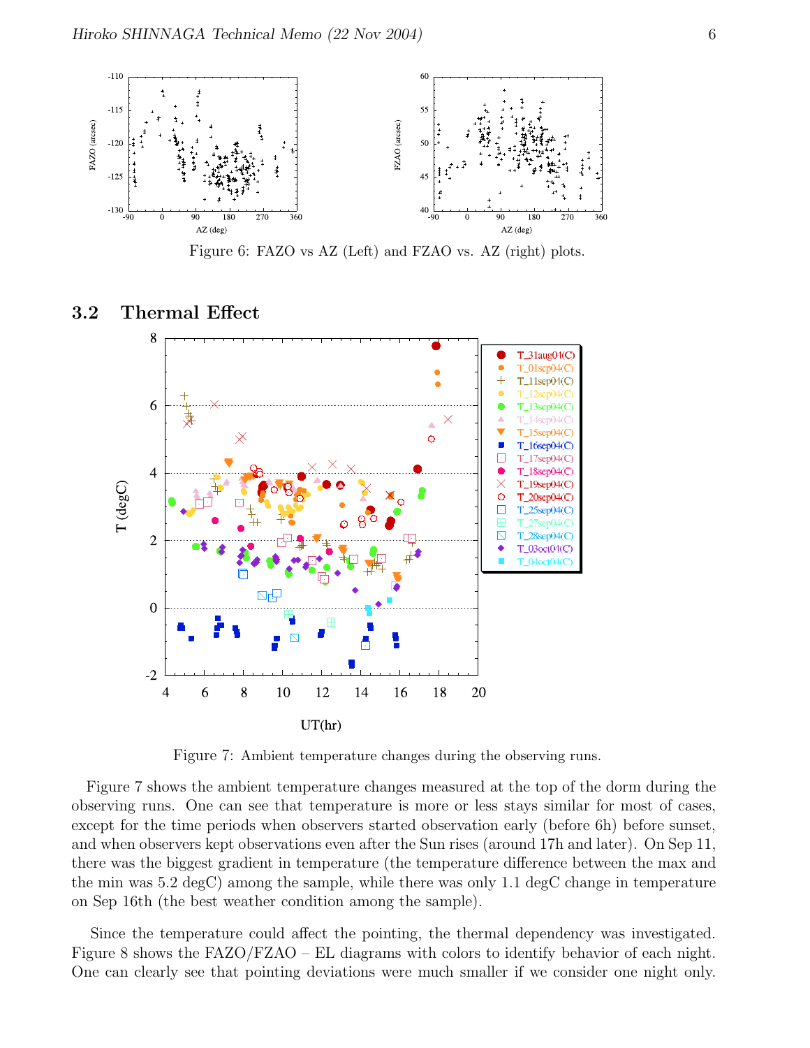Figure 6: FAZO vs AZ (Left) and FZAO vs. AZ (right) plots.

### 3.2 Thermal Effect

Figure 7: Ambient temperature changes during the observing runs.

Figure 7 shows the ambient temperature changes measured at the top of the dorm during the observing runs. One can see that temperature is more or less stays similar for most of cases, except for the time periods when observers started observation early (before 6h) before sunset, and when observers kept observations even after the Sun rises (around 17h and later). On Sep 11, there was the biggest gradient in temperature (the temperature difference between the max and the min was 5.2 degC) among the sample, while there was only 1.1 degC change in temperature on Sep 16th (the best weather condition among the sample).

Since the temperature could affect the pointing, the thermal dependency was investigated. Figure 8 shows the FAZO/FZAO – EL diagrams with colors to identify behavior of each night. One can clearly see that pointing deviations were much smaller if we consider one night only.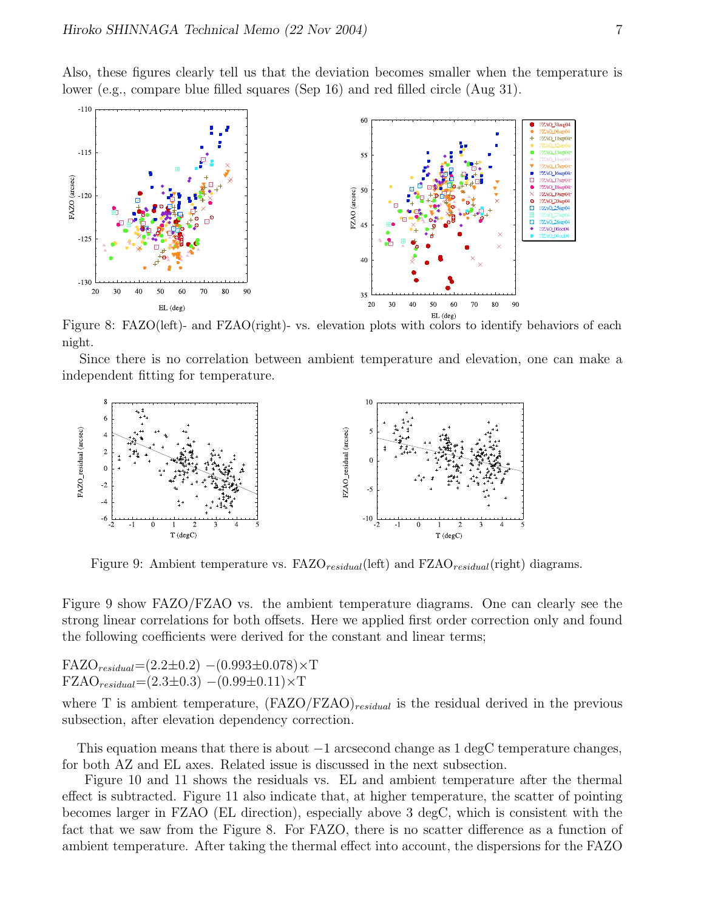Also, these figures clearly tell us that the deviation becomes smaller when the temperature is lower (e.g., compare blue filled squares (Sep 16) and red filled circle (Aug 31).

Figure 8: FAZO(left)- and FZAO(right)- vs. elevation plots with colors to identify behaviors of each night.

Since there is no correlation between ambient temperature and elevation, one can make a independent fitting for temperature.

Figure 9: Ambient temperature vs. $FAZO_{residual}$(left) and $FZAO_{residual}$(right) diagrams.

Figure 9 show FAZO/FZAO vs. the ambient temperature diagrams. One can clearly see the strong linear correlations for both offsets. Here we applied first order correction only and found the following coefficients were derived for the constant and linear terms;

$FAZO_{residual}$=(2.2±0.2) −(0.993±0.078)×T
$FZAO_{residual}$=(2.3±0.3) −(0.99±0.11)×T

where T is ambient temperature, $(FAZO/FZAO)_{residual}$ is the residual derived in the previous subsection, after elevation dependency correction.

This equation means that there is about −1 arcsecond change as 1 degC temperature changes, for both AZ and EL axes. Related issue is discussed in the next subsection.

Figure 10 and 11 shows the residuals vs. EL and ambient temperature after the thermal effect is subtracted. Figure 11 also indicate that, at higher temperature, the scatter of pointing becomes larger in FZAO (EL direction), especially above 3 degC, which is consistent with the fact that we saw from the Figure 8. For FAZO, there is no scatter difference as a function of ambient temperature. After taking the thermal effect into account, the dispersions for the FAZO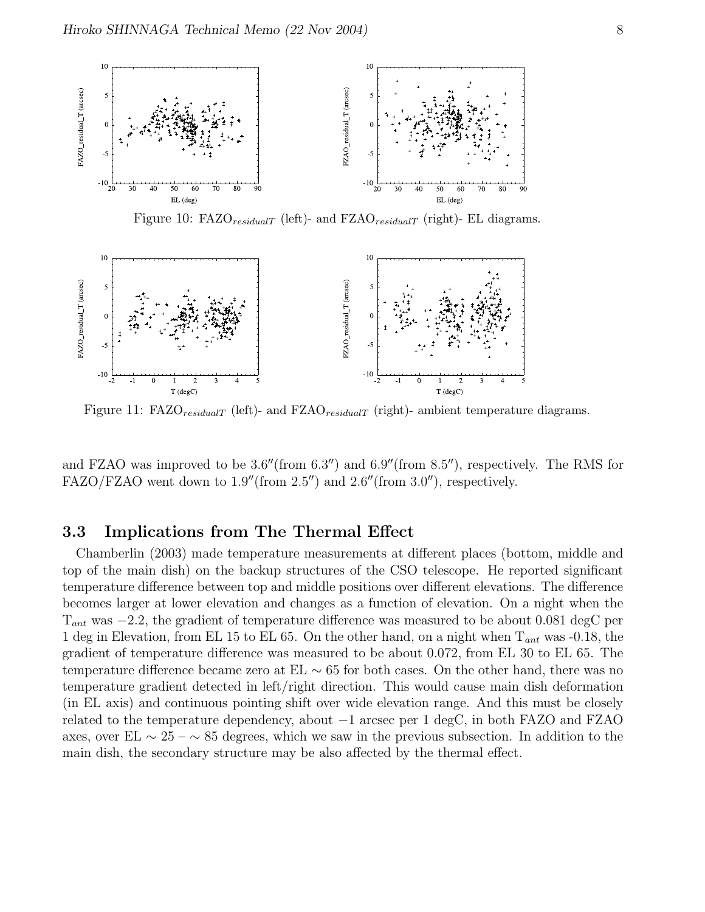Figure 10: $FAZO_{residualT}$ (left)- and $FZAO_{residualT}$ (right)- EL diagrams.

Figure 11: $FAZO_{residualT}$ (left)- and $FZAO_{residualT}$ (right)- ambient temperature diagrams.

and FZAO was improved to be 3.6″(from 6.3″) and 6.9″(from 8.5″), respectively. The RMS for FAZO/FZAO went down to 1.9″(from 2.5″) and 2.6″(from 3.0″), respectively.

### 3.3 Implications from The Thermal Effect

Chamberlin (2003) made temperature measurements at different places (bottom, middle and top of the main dish) on the backup structures of the CSO telescope. He reported significant temperature difference between top and middle positions over different elevations. The difference becomes larger at lower elevation and changes as a function of elevation. On a night when the $T_{ant}$ was $-2.2$, the gradient of temperature difference was measured to be about 0.081 degC per 1 deg in Elevation, from EL 15 to EL 65. On the other hand, on a night when $T_{ant}$ was -0.18, the gradient of temperature difference was measured to be about 0.072, from EL 30 to EL 65. The temperature difference became zero at EL $\sim$ 65 for both cases. On the other hand, there was no temperature gradient detected in left/right direction. This would cause main dish deformation (in EL axis) and continuous pointing shift over wide elevation range. And this must be closely related to the temperature dependency, about $-1$ arcsec per 1 degC, in both FAZO and FZAO axes, over EL $\sim$ 25 – $\sim$ 85 degrees, which we saw in the previous subsection. In addition to the main dish, the secondary structure may be also affected by the thermal effect.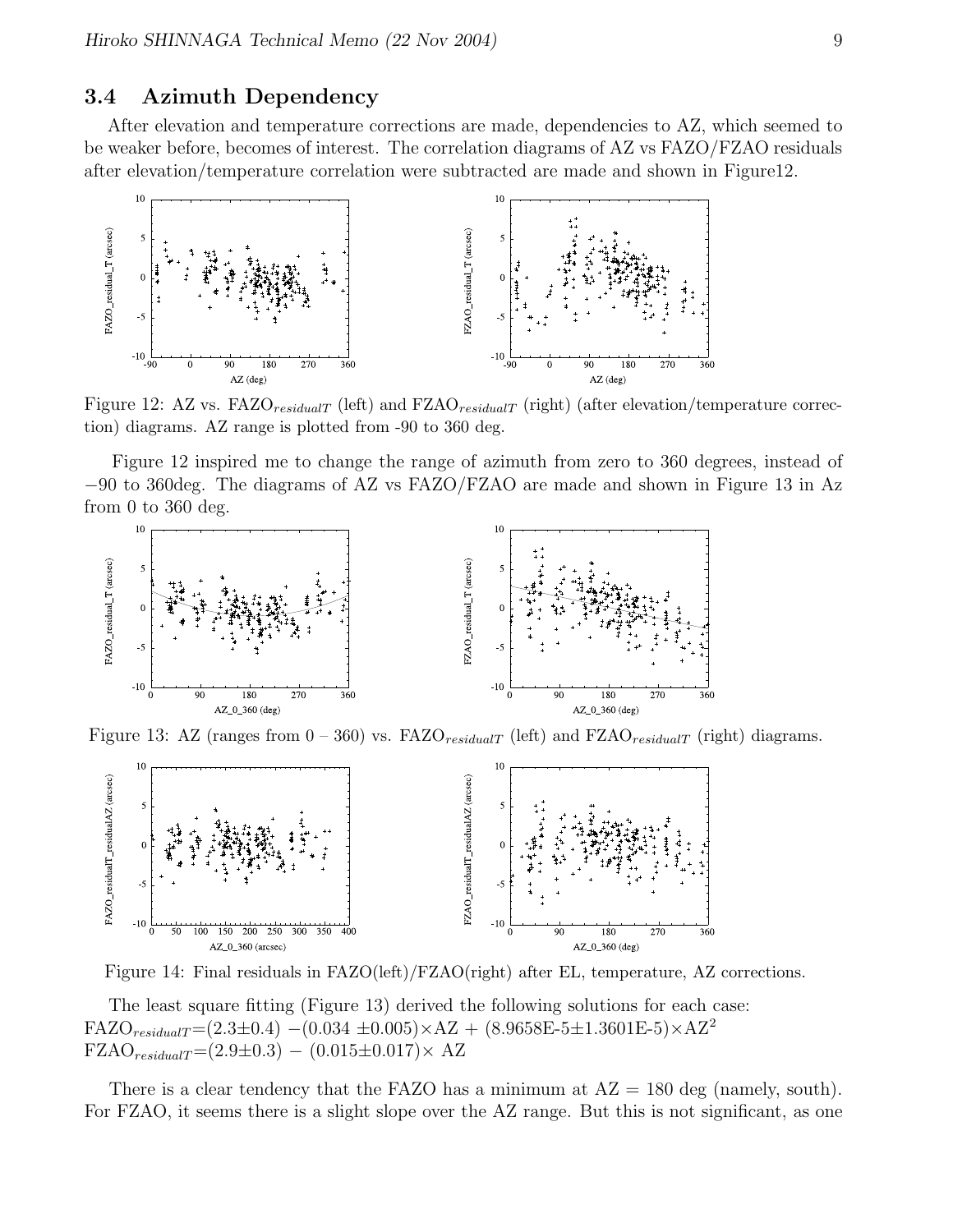### 3.4 Azimuth Dependency

After elevation and temperature corrections are made, dependencies to AZ, which seemed to be weaker before, becomes of interest. The correlation diagrams of AZ vs FAZO/FZAO residuals after elevation/temperature correlation were subtracted are made and shown in Figure12.

Figure 12: AZ vs. $FAZO_{residualT}$ (left) and $FZAO_{residualT}$ (right) (after elevation/temperature correction) diagrams. AZ range is plotted from -90 to 360 deg.

Figure 12 inspired me to change the range of azimuth from zero to 360 degrees, instead of −90 to 360deg. The diagrams of AZ vs FAZO/FZAO are made and shown in Figure 13 in Az from 0 to 360 deg.

Figure 13: AZ (ranges from 0 – 360) vs. $FAZO_{residualT}$ (left) and $FZAO_{residualT}$ (right) diagrams.

Figure 14: Final residuals in FAZO(left)/FZAO(right) after EL, temperature, AZ corrections.

The least square fitting (Figure 13) derived the following solutions for each case:
$FAZO_{residualT}=(2.3\pm0.4)-(0.034\pm0.005)\times AZ+(8.9658E\text{-}5\pm1.3601E\text{-}5)\times AZ^2$
$FZAO_{residualT}=(2.9\pm0.3)-(0.015\pm0.017)\times AZ$

There is a clear tendency that the FAZO has a minimum at AZ = 180 deg (namely, south). For FZAO, it seems there is a slight slope over the AZ range. But this is not significant, as one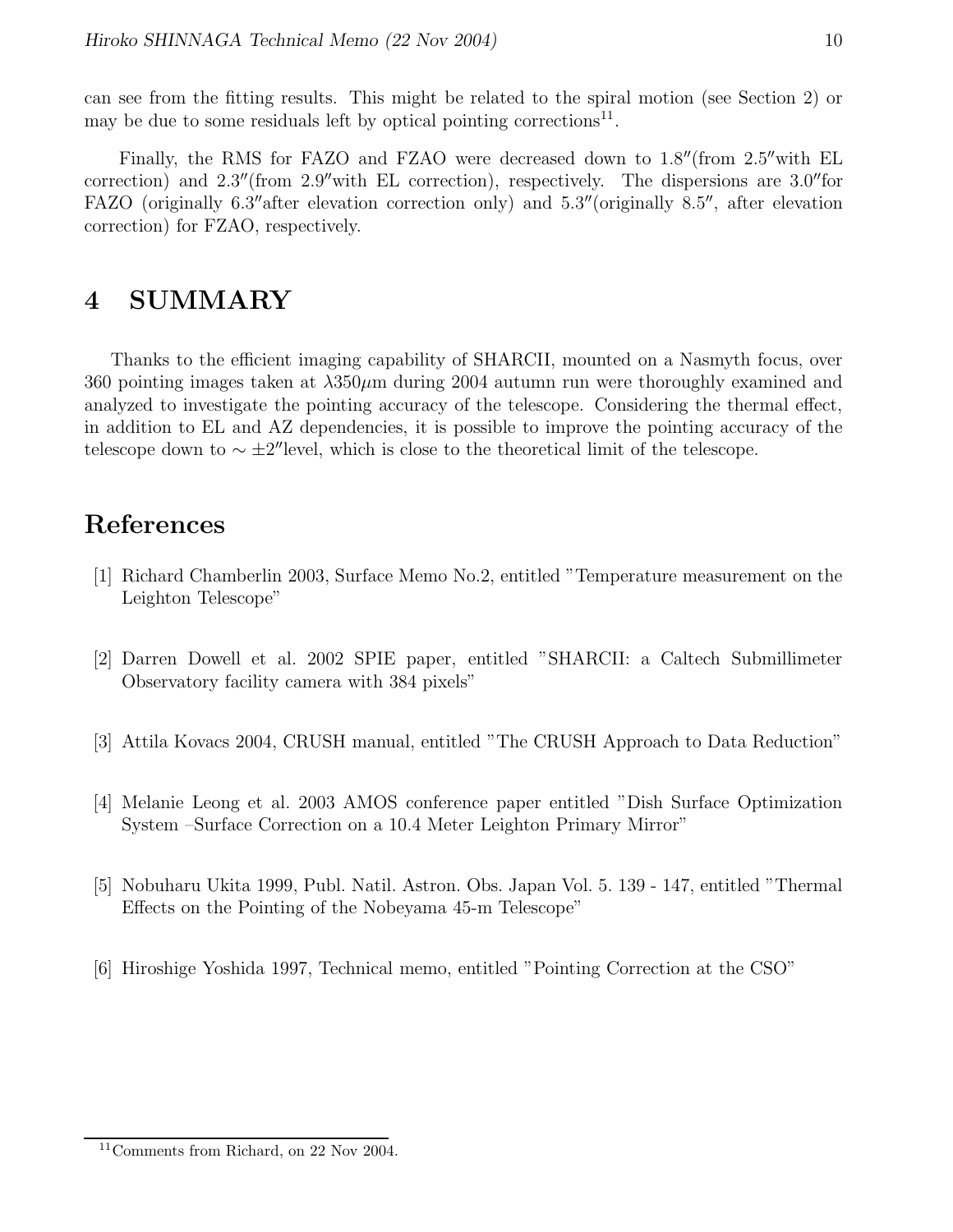can see from the fitting results. This might be related to the spiral motion (see Section 2) or may be due to some residuals left by optical pointing corrections[11].

Finally, the RMS for FAZO and FZAO were decreased down to 1.8″(from 2.5″with EL correction) and 2.3″(from 2.9″with EL correction), respectively. The dispersions are 3.0″for FAZO (originally 6.3″after elevation correction only) and 5.3″(originally 8.5″, after elevation correction) for FZAO, respectively.

# 4 SUMMARY

Thanks to the efficient imaging capability of SHARCII, mounted on a Nasmyth focus, over 360 pointing images taken at $\lambda 350\mu$m during 2004 autumn run were thoroughly examined and analyzed to investigate the pointing accuracy of the telescope. Considering the thermal effect, in addition to EL and AZ dependencies, it is possible to improve the pointing accuracy of the telescope down to $\sim \pm 2''$level, which is close to the theoretical limit of the telescope.

# References

[1] Richard Chamberlin 2003, Surface Memo No.2, entitled "Temperature measurement on the Leighton Telescope"

[2] Darren Dowell et al. 2002 SPIE paper, entitled "SHARCII: a Caltech Submillimeter Observatory facility camera with 384 pixels"

[3] Attila Kovacs 2004, CRUSH manual, entitled "The CRUSH Approach to Data Reduction"

[4] Melanie Leong et al. 2003 AMOS conference paper entitled "Dish Surface Optimization System –Surface Correction on a 10.4 Meter Leighton Primary Mirror"

[5] Nobuharu Ukita 1999, Publ. Natil. Astron. Obs. Japan Vol. 5. 139 - 147, entitled "Thermal Effects on the Pointing of the Nobeyama 45-m Telescope"

[6] Hiroshige Yoshida 1997, Technical memo, entitled "Pointing Correction at the CSO"

[11] Comments from Richard, on 22 Nov 2004.